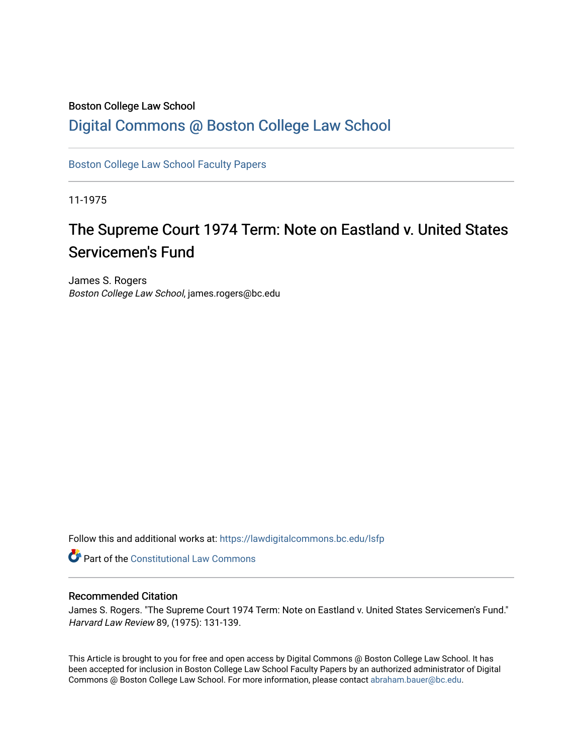Boston College Law School

# Digital Commons @ Boston College Law School

Boston College Law School Faculty Papers

11-1975

## The Supreme Court 1974 Term: Note on Eastland v. United States Servicemen's Fund

James S. Rogers
*Boston College Law School*, james.rogers@bc.edu

Follow this and additional works at: https://lawdigitalcommons.bc.edu/lsfp

Part of the Constitutional Law Commons

### Recommended Citation

James S. Rogers. "The Supreme Court 1974 Term: Note on Eastland v. United States Servicemen's Fund." *Harvard Law Review* 89, (1975): 131-139.

This Article is brought to you for free and open access by Digital Commons @ Boston College Law School. It has been accepted for inclusion in Boston College Law School Faculty Papers by an authorized administrator of Digital Commons @ Boston College Law School. For more information, please contact abraham.bauer@bc.edu.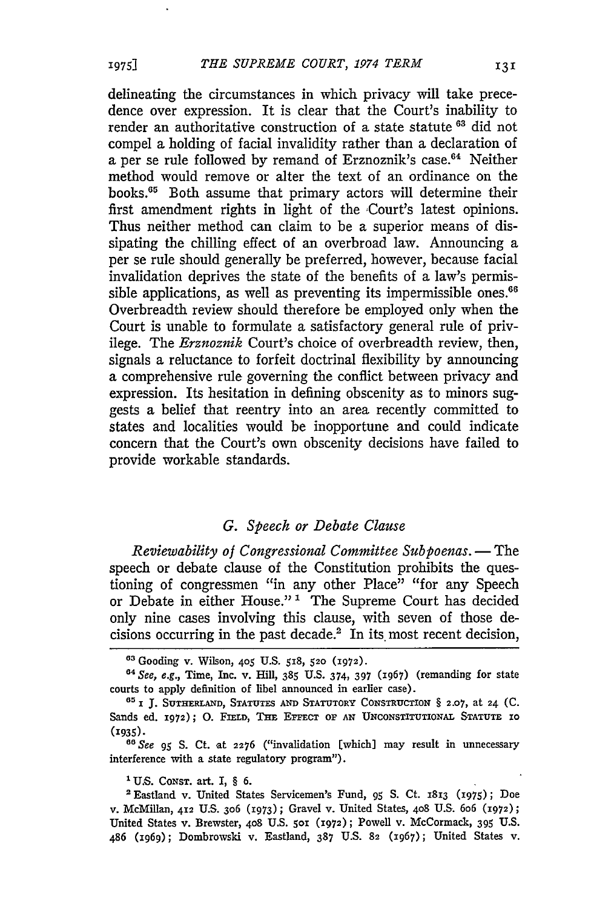delineating the circumstances in which privacy will take precedence over expression. It is clear that the Court's inability to render an authoritative construction of a state statute [63] did not compel a holding of facial invalidity rather than a declaration of a per se rule followed by remand of Erznoznik's case.[64] Neither method would remove or alter the text of an ordinance on the books.[65] Both assume that primary actors will determine their first amendment rights in light of the Court's latest opinions. Thus neither method can claim to be a superior means of dissipating the chilling effect of an overbroad law. Announcing a per se rule should generally be preferred, however, because facial invalidation deprives the state of the benefits of a law's permissible applications, as well as preventing its impermissible ones.[66] Overbreadth review should therefore be employed only when the Court is unable to formulate a satisfactory general rule of privilege. The *Erznoznik* Court's choice of overbreadth review, then, signals a reluctance to forfeit doctrinal flexibility by announcing a comprehensive rule governing the conflict between privacy and expression. Its hesitation in defining obscenity as to minors suggests a belief that reentry into an area recently committed to states and localities would be inopportune and could indicate concern that the Court's own obscenity decisions have failed to provide workable standards.

### G. Speech or Debate Clause

*Reviewability of Congressional Committee Subpoenas.* — The speech or debate clause of the Constitution prohibits the questioning of congressmen "in any other Place" "for any Speech or Debate in either House." [1] The Supreme Court has decided only nine cases involving this clause, with seven of those decisions occurring in the past decade.[2] In its most recent decision,

---

[63] Gooding v. Wilson, 405 U.S. 518, 520 (1972).

[64] *See, e.g.,* Time, Inc. v. Hill, 385 U.S. 374, 397 (1967) (remanding for state courts to apply definition of libel announced in earlier case).

[65] 1 J. SUTHERLAND, STATUTES AND STATUTORY CONSTRUCTION § 2.07, at 24 (C. Sands ed. 1972); O. FIELD, THE EFFECT OF AN UNCONSTITUTIONAL STATUTE 10 (1935).

[66] *See* 95 S. Ct. at 2276 ("invalidation [which] may result in unnecessary interference with a state regulatory program").

[1] U.S. CONST. art. I, § 6.

[2] Eastland v. United States Servicemen's Fund, 95 S. Ct. 1813 (1975); Doe v. McMillan, 412 U.S. 306 (1973); Gravel v. United States, 408 U.S. 606 (1972); United States v. Brewster, 408 U.S. 501 (1972); Powell v. McCormack, 395 U.S. 486 (1969); Dombrowski v. Eastland, 387 U.S. 82 (1967); United States v.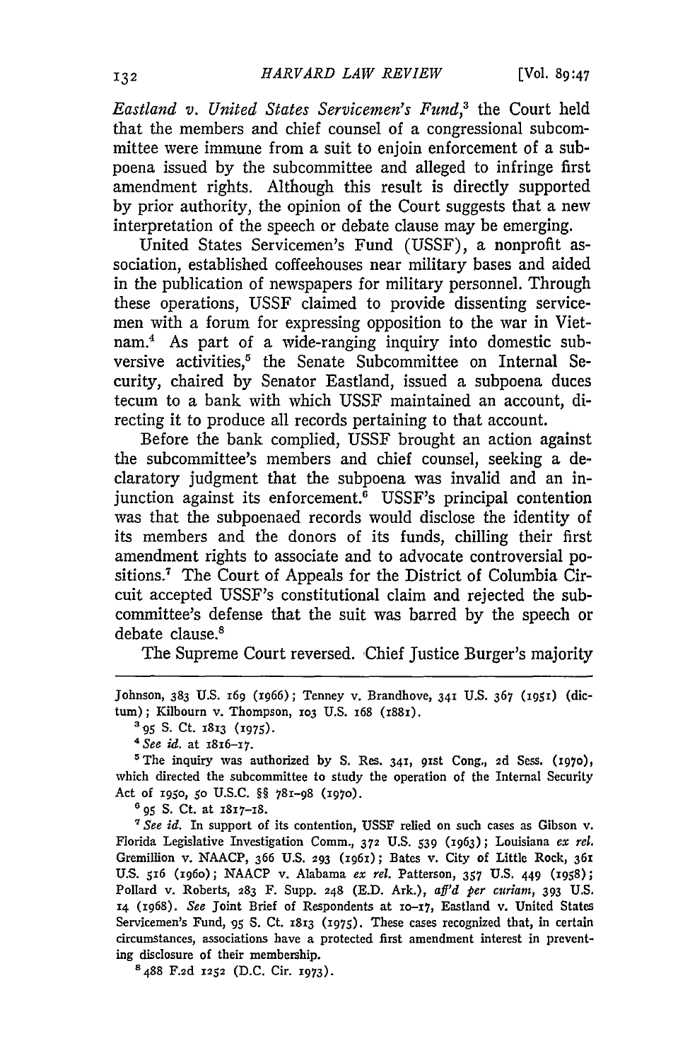*Eastland v. United States Servicemen's Fund*,[3] the Court held that the members and chief counsel of a congressional subcommittee were immune from a suit to enjoin enforcement of a subpoena issued by the subcommittee and alleged to infringe first amendment rights. Although this result is directly supported by prior authority, the opinion of the Court suggests that a new interpretation of the speech or debate clause may be emerging.

United States Servicemen's Fund (USSF), a nonprofit association, established coffeehouses near military bases and aided in the publication of newspapers for military personnel. Through these operations, USSF claimed to provide dissenting servicemen with a forum for expressing opposition to the war in Vietnam.[4] As part of a wide-ranging inquiry into domestic subversive activities,[5] the Senate Subcommittee on Internal Security, chaired by Senator Eastland, issued a subpoena duces tecum to a bank with which USSF maintained an account, directing it to produce all records pertaining to that account.

Before the bank complied, USSF brought an action against the subcommittee's members and chief counsel, seeking a declaratory judgment that the subpoena was invalid and an injunction against its enforcement.[6] USSF's principal contention was that the subpoenaed records would disclose the identity of its members and the donors of its funds, chilling their first amendment rights to associate and to advocate controversial positions.[7] The Court of Appeals for the District of Columbia Circuit accepted USSF's constitutional claim and rejected the subcommittee's defense that the suit was barred by the speech or debate clause.[8]

The Supreme Court reversed. Chief Justice Burger's majority

---

Johnson, 383 U.S. 169 (1966); Tenney v. Brandhove, 341 U.S. 367 (1951) (dictum); Kilbourn v. Thompson, 103 U.S. 168 (1881).

[3] 95 S. Ct. 1813 (1975).

[4] *See id.* at 1816–17.

[5] The inquiry was authorized by S. Res. 341, 91st Cong., 2d Sess. (1970), which directed the subcommittee to study the operation of the Internal Security Act of 1950, 50 U.S.C. §§ 781–98 (1970).

[6] 95 S. Ct. at 1817–18.

[7] *See id.* In support of its contention, USSF relied on such cases as Gibson v. Florida Legislative Investigation Comm., 372 U.S. 539 (1963); Louisiana *ex rel.* Gremillion v. NAACP, 366 U.S. 293 (1961); Bates v. City of Little Rock, 361 U.S. 516 (1960); NAACP v. Alabama *ex rel.* Patterson, 357 U.S. 449 (1958); Pollard v. Roberts, 283 F. Supp. 248 (E.D. Ark.), *aff'd per curiam*, 393 U.S. 14 (1968). *See* Joint Brief of Respondents at 10–17, Eastland v. United States Servicemen's Fund, 95 S. Ct. 1813 (1975). These cases recognized that, in certain circumstances, associations have a protected first amendment interest in preventing disclosure of their membership.

[8] 488 F.2d 1252 (D.C. Cir. 1973).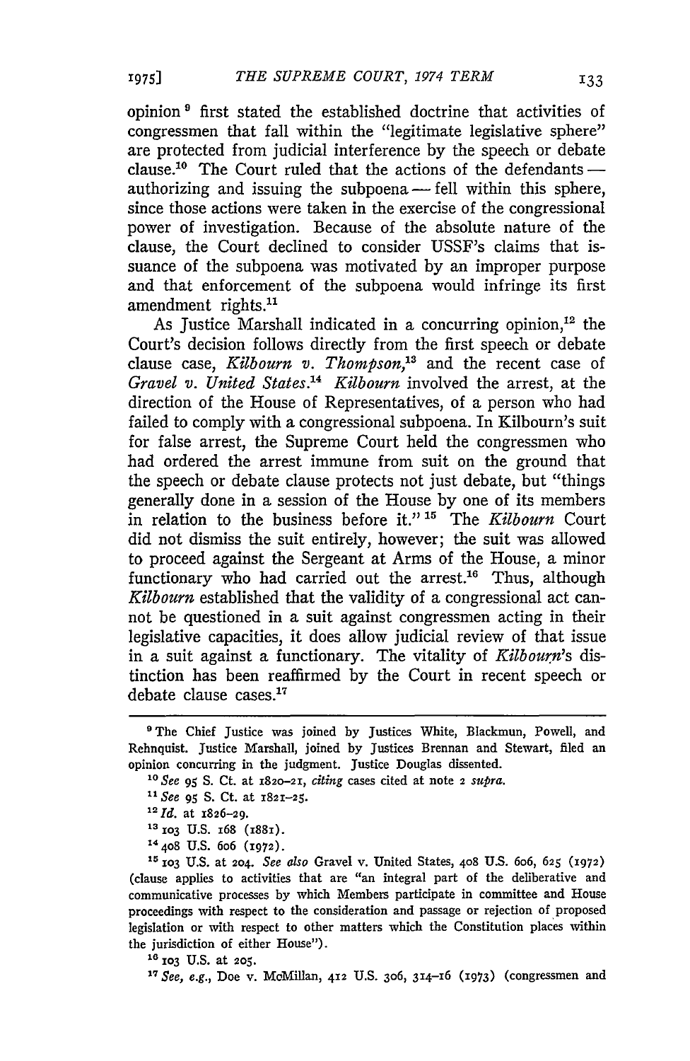opinion [9] first stated the established doctrine that activities of congressmen that fall within the "legitimate legislative sphere" are protected from judicial interference by the speech or debate clause.[10] The Court ruled that the actions of the defendants — authorizing and issuing the subpoena — fell within this sphere, since those actions were taken in the exercise of the congressional power of investigation. Because of the absolute nature of the clause, the Court declined to consider USSF's claims that issuance of the subpoena was motivated by an improper purpose and that enforcement of the subpoena would infringe its first amendment rights.[11]

As Justice Marshall indicated in a concurring opinion,[12] the Court's decision follows directly from the first speech or debate clause case, *Kilbourn v. Thompson*,[13] and the recent case of *Gravel v. United States*.[14] *Kilbourn* involved the arrest, at the direction of the House of Representatives, of a person who had failed to comply with a congressional subpoena. In Kilbourn's suit for false arrest, the Supreme Court held the congressmen who had ordered the arrest immune from suit on the ground that the speech or debate clause protects not just debate, but "things generally done in a session of the House by one of its members in relation to the business before it." [15] The *Kilbourn* Court did not dismiss the suit entirely, however; the suit was allowed to proceed against the Sergeant at Arms of the House, a minor functionary who had carried out the arrest.[16] Thus, although *Kilbourn* established that the validity of a congressional act cannot be questioned in a suit against congressmen acting in their legislative capacities, it does allow judicial review of that issue in a suit against a functionary. The vitality of *Kilbourn*'s distinction has been reaffirmed by the Court in recent speech or debate clause cases.[17]

---

[9] The Chief Justice was joined by Justices White, Blackmun, Powell, and Rehnquist. Justice Marshall, joined by Justices Brennan and Stewart, filed an opinion concurring in the judgment. Justice Douglas dissented.

[10] *See* 95 S. Ct. at 1820–21, *citing* cases cited at note 2 *supra*.

[11] *See* 95 S. Ct. at 1821–25.

[12] *Id.* at 1826–29.

[13] 103 U.S. 168 (1881).

[14] 408 U.S. 606 (1972).

[15] 103 U.S. at 204. *See also* Gravel v. United States, 408 U.S. 606, 625 (1972) (clause applies to activities that are "an integral part of the deliberative and communicative processes by which Members participate in committee and House proceedings with respect to the consideration and passage or rejection of proposed legislation or with respect to other matters which the Constitution places within the jurisdiction of either House").

[16] 103 U.S. at 205.

[17] *See, e.g.*, Doe v. McMillan, 412 U.S. 306, 314–16 (1973) (congressmen and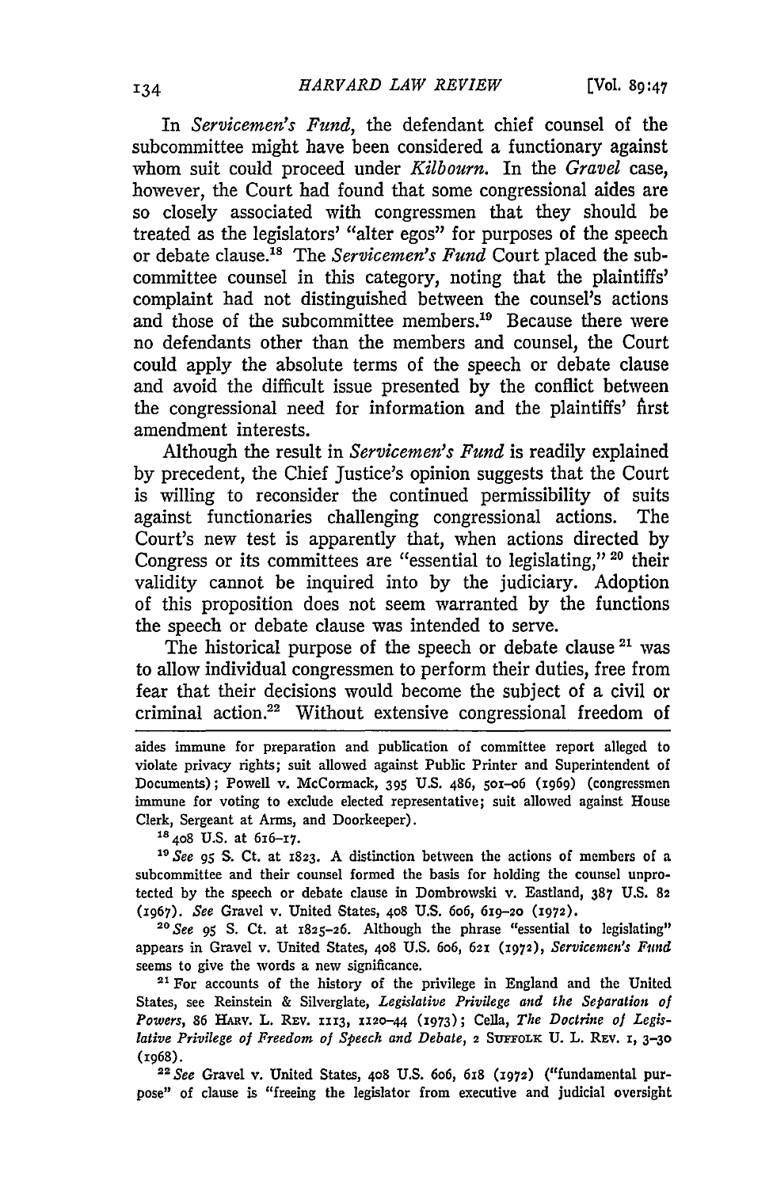In *Servicemen's Fund*, the defendant chief counsel of the subcommittee might have been considered a functionary against whom suit could proceed under *Kilbourn*. In the *Gravel* case, however, the Court had found that some congressional aides are so closely associated with congressmen that they should be treated as the legislators' "alter egos" for purposes of the speech or debate clause.[18] The *Servicemen's Fund* Court placed the subcommittee counsel in this category, noting that the plaintiffs' complaint had not distinguished between the counsel's actions and those of the subcommittee members.[19] Because there were no defendants other than the members and counsel, the Court could apply the absolute terms of the speech or debate clause and avoid the difficult issue presented by the conflict between the congressional need for information and the plaintiffs' first amendment interests.

Although the result in *Servicemen's Fund* is readily explained by precedent, the Chief Justice's opinion suggests that the Court is willing to reconsider the continued permissibility of suits against functionaries challenging congressional actions. The Court's new test is apparently that, when actions directed by Congress or its committees are "essential to legislating,"[20] their validity cannot be inquired into by the judiciary. Adoption of this proposition does not seem warranted by the functions the speech or debate clause was intended to serve.

The historical purpose of the speech or debate clause[21] was to allow individual congressmen to perform their duties, free from fear that their decisions would become the subject of a civil or criminal action.[22] Without extensive congressional freedom of

---

aides immune for preparation and publication of committee report alleged to violate privacy rights; suit allowed against Public Printer and Superintendent of Documents); Powell v. McCormack, 395 U.S. 486, 501–06 (1969) (congressmen immune for voting to exclude elected representative; suit allowed against House Clerk, Sergeant at Arms, and Doorkeeper).

[18] 408 U.S. at 616–17.

[19] *See* 95 S. Ct. at 1823. A distinction between the actions of members of a subcommittee and their counsel formed the basis for holding the counsel unprotected by the speech or debate clause in Dombrowski v. Eastland, 387 U.S. 82 (1967). *See* Gravel v. United States, 408 U.S. 606, 619–20 (1972).

[20] *See* 95 S. Ct. at 1825–26. Although the phrase "essential to legislating" appears in Gravel v. United States, 408 U.S. 606, 621 (1972), *Servicemen's Fund* seems to give the words a new significance.

[21] For accounts of the history of the privilege in England and the United States, see Reinstein & Silverglate, *Legislative Privilege and the Separation of Powers*, 86 HARV. L. REV. 1113, 1120–44 (1973); Cella, *The Doctrine of Legislative Privilege of Freedom of Speech and Debate*, 2 SUFFOLK U. L. REV. 1, 3–30 (1968).

[22] *See* Gravel v. United States, 408 U.S. 606, 618 (1972) ("fundamental purpose" of clause is "freeing the legislator from executive and judicial oversight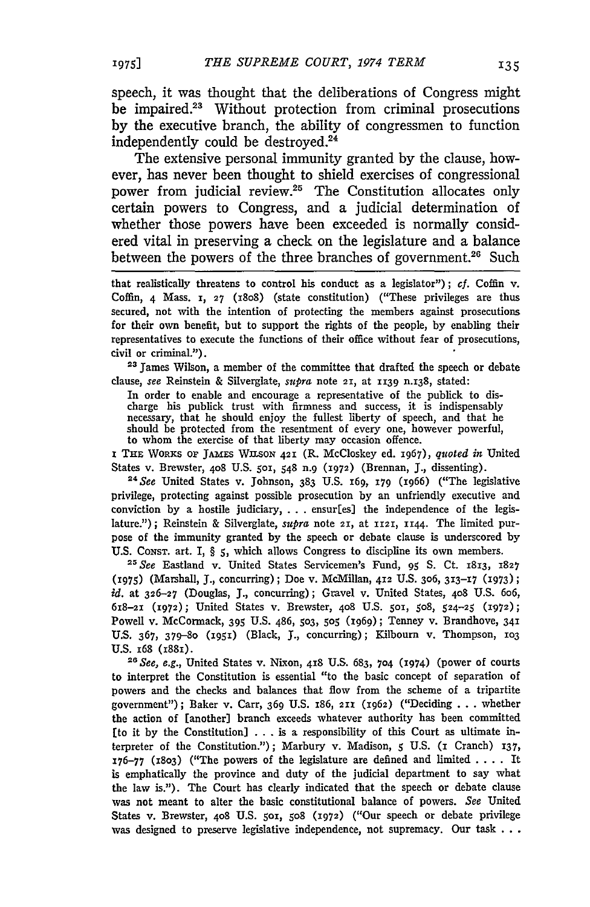speech, it was thought that the deliberations of Congress might be impaired.[23] Without protection from criminal prosecutions by the executive branch, the ability of congressmen to function independently could be destroyed.[24]

The extensive personal immunity granted by the clause, however, has never been thought to shield exercises of congressional power from judicial review.[25] The Constitution allocates only certain powers to Congress, and a judicial determination of whether those powers have been exceeded is normally considered vital in preserving a check on the legislature and a balance between the powers of the three branches of government.[26] Such

---

that realistically threatens to control his conduct as a legislator"); *cf.* Coffin v. Coffin, 4 Mass. 1, 27 (1808) (state constitution) ("These privileges are thus secured, not with the intention of protecting the members against prosecutions for their own benefit, but to support the rights of the people, by enabling their representatives to execute the functions of their office without fear of prosecutions, civil or criminal.").

[23] James Wilson, a member of the committee that drafted the speech or debate clause, *see* Reinstein & Silverglate, *supra* note 21, at 1139 n.138, stated:

> In order to enable and encourage a representative of the publick to discharge his publick trust with firmness and success, it is indispensably necessary, that he should enjoy the fullest liberty of speech, and that he should be protected from the resentment of every one, however powerful, to whom the exercise of that liberty may occasion offence.

1 THE WORKS OF JAMES WILSON 421 (R. McCloskey ed. 1967), *quoted in* United States v. Brewster, 408 U.S. 501, 548 n.9 (1972) (Brennan, J., dissenting).

[24] *See* United States v. Johnson, 383 U.S. 169, 179 (1966) ("The legislative privilege, protecting against possible prosecution by an unfriendly executive and conviction by a hostile judiciary, . . . ensur[es] the independence of the legislature."); Reinstein & Silverglate, *supra* note 21, at 1121, 1144. The limited purpose of the immunity granted by the speech or debate clause is underscored by U.S. CONST. art. I, § 5, which allows Congress to discipline its own members.

[25] *See* Eastland v. United States Servicemen's Fund, 95 S. Ct. 1813, 1827 (1975) (Marshall, J., concurring); Doe v. McMillan, 412 U.S. 306, 313–17 (1973); *id.* at 326–27 (Douglas, J., concurring); Gravel v. United States, 408 U.S. 606, 618–21 (1972); United States v. Brewster, 408 U.S. 501, 508, 524–25 (1972); Powell v. McCormack, 395 U.S. 486, 503, 505 (1969); Tenney v. Brandhove, 341 U.S. 367, 379–80 (1951) (Black, J., concurring); Kilbourn v. Thompson, 103 U.S. 168 (1881).

[26] *See, e.g.,* United States v. Nixon, 418 U.S. 683, 704 (1974) (power of courts to interpret the Constitution is essential "to the basic concept of separation of powers and the checks and balances that flow from the scheme of a tripartite government"); Baker v. Carr, 369 U.S. 186, 211 (1962) ("Deciding . . . whether the action of [another] branch exceeds whatever authority has been committed [to it by the Constitution] . . . is a responsibility of this Court as ultimate interpreter of the Constitution."); Marbury v. Madison, 5 U.S. (1 Cranch) 137, 176–77 (1803) ("The powers of the legislature are defined and limited . . . . It is emphatically the province and duty of the judicial department to say what the law is."). The Court has clearly indicated that the speech or debate clause was not meant to alter the basic constitutional balance of powers. *See* United States v. Brewster, 408 U.S. 501, 508 (1972) ("Our speech or debate privilege was designed to preserve legislative independence, not supremacy. Our task . . .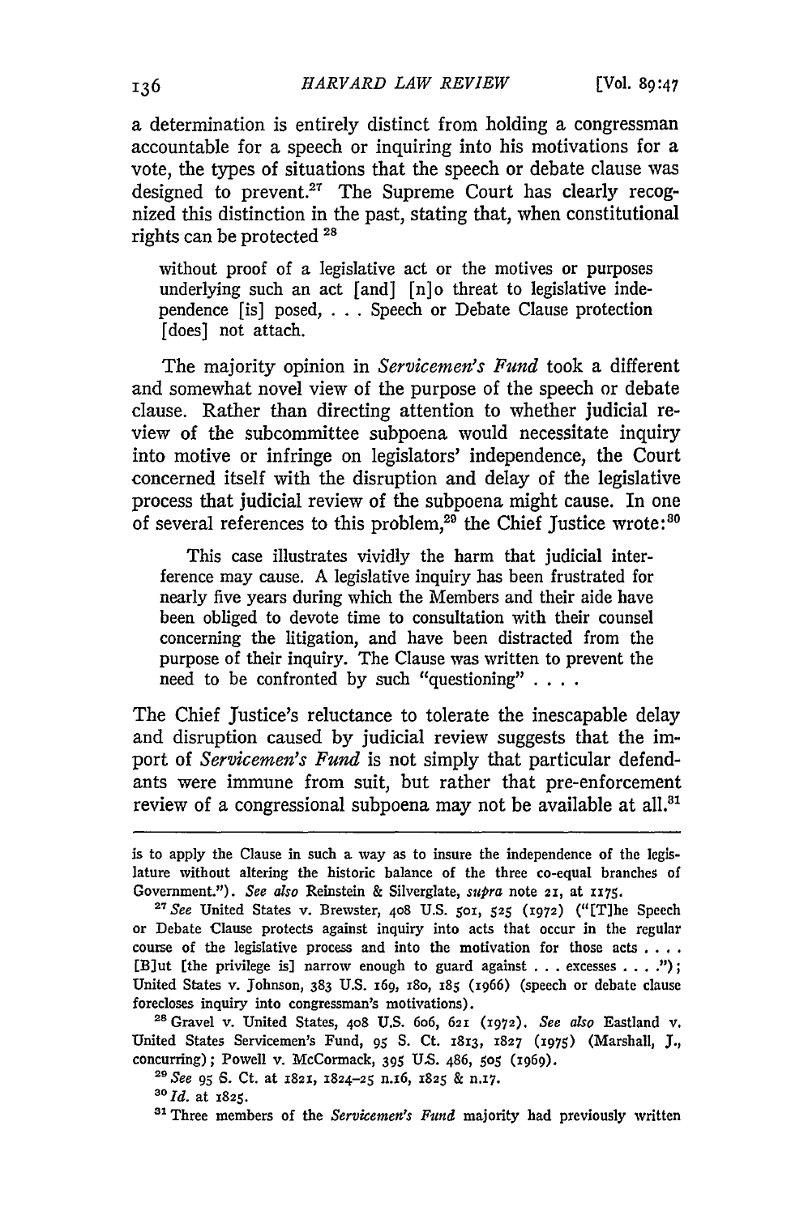a determination is entirely distinct from holding a congressman accountable for a speech or inquiring into his motivations for a vote, the types of situations that the speech or debate clause was designed to prevent.[27] The Supreme Court has clearly recognized this distinction in the past, stating that, when constitutional rights can be protected [28]

> without proof of a legislative act or the motives or purposes underlying such an act [and] [n]o threat to legislative independence [is] posed, . . . Speech or Debate Clause protection [does] not attach.

The majority opinion in *Servicemen's Fund* took a different and somewhat novel view of the purpose of the speech or debate clause. Rather than directing attention to whether judicial review of the subcommittee subpoena would necessitate inquiry into motive or infringe on legislators' independence, the Court concerned itself with the disruption and delay of the legislative process that judicial review of the subpoena might cause. In one of several references to this problem,[29] the Chief Justice wrote:[30]

> This case illustrates vividly the harm that judicial interference may cause. A legislative inquiry has been frustrated for nearly five years during which the Members and their aide have been obliged to devote time to consultation with their counsel concerning the litigation, and have been distracted from the purpose of their inquiry. The Clause was written to prevent the need to be confronted by such "questioning" . . . .

The Chief Justice's reluctance to tolerate the inescapable delay and disruption caused by judicial review suggests that the import of *Servicemen's Fund* is not simply that particular defendants were immune from suit, but rather that pre-enforcement review of a congressional subpoena may not be available at all.[31]

---

is to apply the Clause in such a way as to insure the independence of the legislature without altering the historic balance of the three co-equal branches of Government."). *See also* Reinstein & Silverglate, *supra* note 21, at 1175.

[27] *See* United States v. Brewster, 408 U.S. 501, 525 (1972) ("[T]he Speech or Debate Clause protects against inquiry into acts that occur in the regular course of the legislative process and into the motivation for those acts . . . . [B]ut [the privilege is] narrow enough to guard against . . . excesses . . . ."); United States v. Johnson, 383 U.S. 169, 180, 185 (1966) (speech or debate clause forecloses inquiry into congressman's motivations).

[28] Gravel v. United States, 408 U.S. 606, 621 (1972). *See also* Eastland v. United States Servicemen's Fund, 95 S. Ct. 1813, 1827 (1975) (Marshall, J., concurring); Powell v. McCormack, 395 U.S. 486, 505 (1969).

[29] *See* 95 S. Ct. at 1821, 1824–25 n.16, 1825 & n.17.

[30] *Id.* at 1825.

[31] Three members of the *Servicemen's Fund* majority had previously written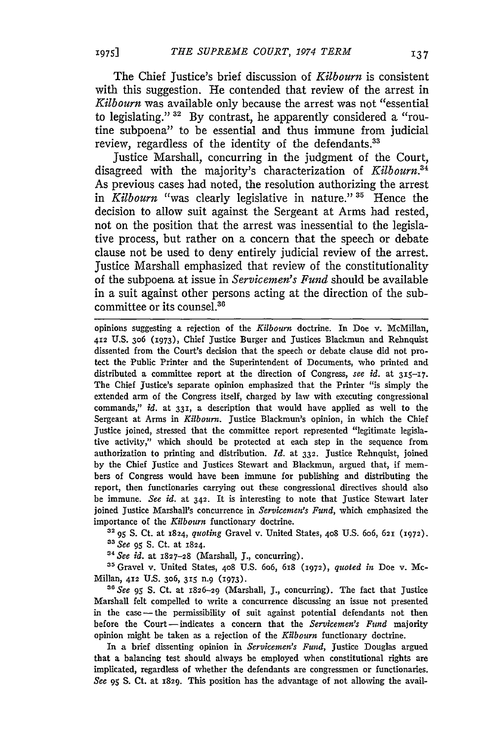The Chief Justice's brief discussion of *Kilbourn* is consistent with this suggestion. He contended that review of the arrest in *Kilbourn* was available only because the arrest was not "essential to legislating."[32] By contrast, he apparently considered a "routine subpoena" to be essential and thus immune from judicial review, regardless of the identity of the defendants.[33]

Justice Marshall, concurring in the judgment of the Court, disagreed with the majority's characterization of *Kilbourn*.[34] As previous cases had noted, the resolution authorizing the arrest in *Kilbourn* "was clearly legislative in nature."[35] Hence the decision to allow suit against the Sergeant at Arms had rested, not on the position that the arrest was inessential to the legislative process, but rather on a concern that the speech or debate clause not be used to deny entirely judicial review of the arrest. Justice Marshall emphasized that review of the constitutionality of the subpoena at issue in *Servicemen's Fund* should be available in a suit against other persons acting at the direction of the subcommittee or its counsel.[36]

---

opinions suggesting a rejection of the *Kilbourn* doctrine. In Doe v. McMillan, 412 U.S. 306 (1973), Chief Justice Burger and Justices Blackmun and Rehnquist dissented from the Court's decision that the speech or debate clause did not protect the Public Printer and the Superintendent of Documents, who printed and distributed a committee report at the direction of Congress, *see id.* at 315–17. The Chief Justice's separate opinion emphasized that the Printer "is simply the extended arm of the Congress itself, charged by law with executing congressional commands," *id.* at 331, a description that would have applied as well to the Sergeant at Arms in *Kilbourn*. Justice Blackmun's opinion, in which the Chief Justice joined, stressed that the committee report represented "legitimate legislative activity," which should be protected at each step in the sequence from authorization to printing and distribution. *Id.* at 332. Justice Rehnquist, joined by the Chief Justice and Justices Stewart and Blackmun, argued that, if members of Congress would have been immune for publishing and distributing the report, then functionaries carrying out these congressional directives should also be immune. *See id.* at 342. It is interesting to note that Justice Stewart later joined Justice Marshall's concurrence in *Servicemen's Fund*, which emphasized the importance of the *Kilbourn* functionary doctrine.

[32] 95 S. Ct. at 1824, *quoting* Gravel v. United States, 408 U.S. 606, 621 (1972).

[33] *See* 95 S. Ct. at 1824.

[34] *See id.* at 1827–28 (Marshall, J., concurring).

[35] Gravel v. United States, 408 U.S. 606, 618 (1972), *quoted in* Doe v. McMillan, 412 U.S. 306, 315 n.9 (1973).

[36] *See* 95 S. Ct. at 1826–29 (Marshall, J., concurring). The fact that Justice Marshall felt compelled to write a concurrence discussing an issue not presented in the case — the permissibility of suit against potential defendants not then before the Court — indicates a concern that the *Servicemen's Fund* majority opinion might be taken as a rejection of the *Kilbourn* functionary doctrine.

In a brief dissenting opinion in *Servicemen's Fund*, Justice Douglas argued that a balancing test should always be employed when constitutional rights are implicated, regardless of whether the defendants are congressmen or functionaries. *See* 95 S. Ct. at 1829. This position has the advantage of not allowing the avail-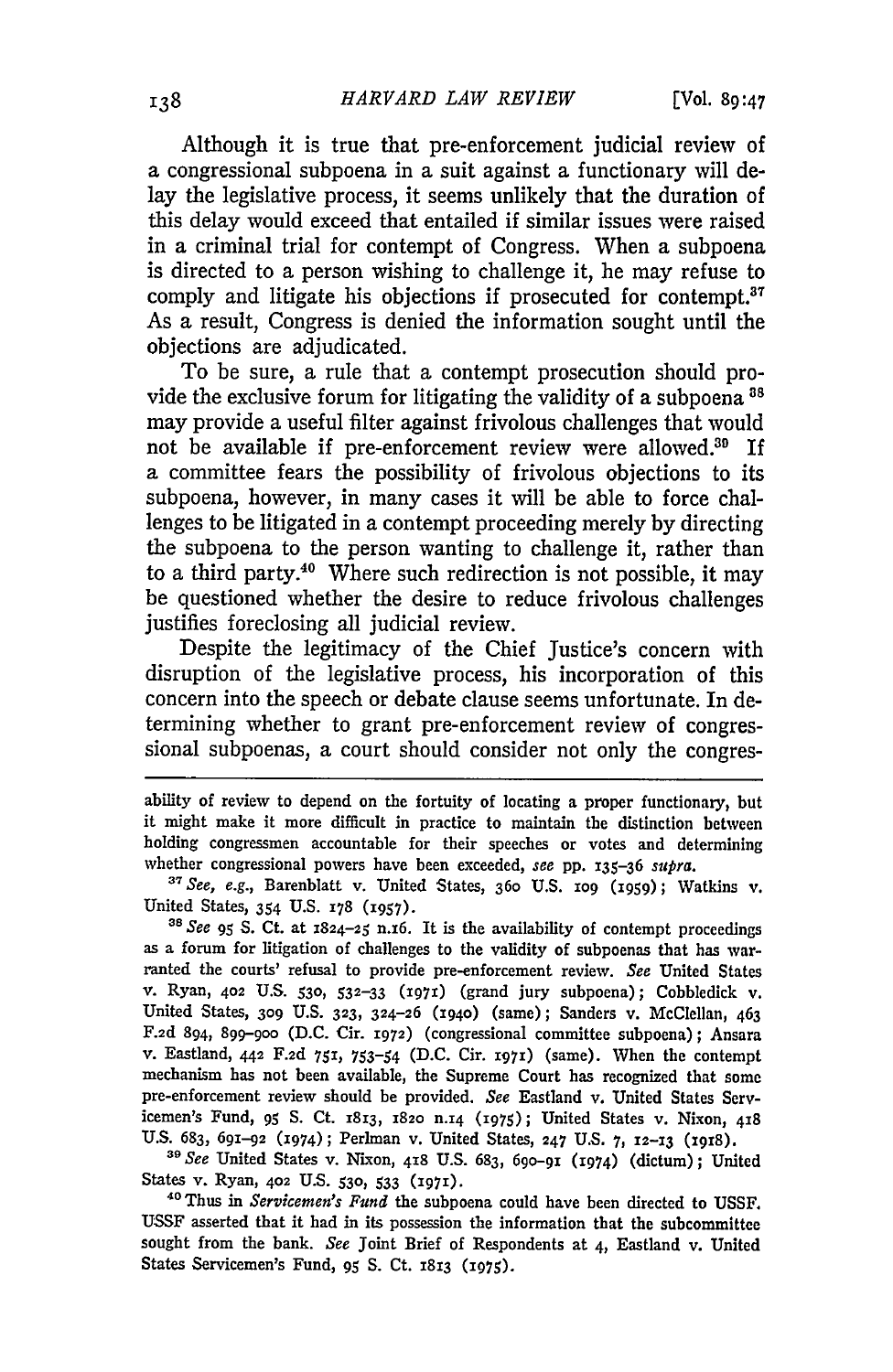Although it is true that pre-enforcement judicial review of a congressional subpoena in a suit against a functionary will delay the legislative process, it seems unlikely that the duration of this delay would exceed that entailed if similar issues were raised in a criminal trial for contempt of Congress. When a subpoena is directed to a person wishing to challenge it, he may refuse to comply and litigate his objections if prosecuted for contempt.[37] As a result, Congress is denied the information sought until the objections are adjudicated.

To be sure, a rule that a contempt prosecution should provide the exclusive forum for litigating the validity of a subpoena [38] may provide a useful filter against frivolous challenges that would not be available if pre-enforcement review were allowed.[39] If a committee fears the possibility of frivolous objections to its subpoena, however, in many cases it will be able to force challenges to be litigated in a contempt proceeding merely by directing the subpoena to the person wanting to challenge it, rather than to a third party.[40] Where such redirection is not possible, it may be questioned whether the desire to reduce frivolous challenges justifies foreclosing all judicial review.

Despite the legitimacy of the Chief Justice's concern with disruption of the legislative process, his incorporation of this concern into the speech or debate clause seems unfortunate. In determining whether to grant pre-enforcement review of congressional subpoenas, a court should consider not only the congres-

---

ability of review to depend on the fortuity of locating a proper functionary, but it might make it more difficult in practice to maintain the distinction between holding congressmen accountable for their speeches or votes and determining whether congressional powers have been exceeded, *see* pp. 135–36 *supra*.

[37] *See, e.g.*, Barenblatt v. United States, 360 U.S. 109 (1959); Watkins v. United States, 354 U.S. 178 (1957).

[38] *See* 95 S. Ct. at 1824–25 n.16. It is the availability of contempt proceedings as a forum for litigation of challenges to the validity of subpoenas that has warranted the courts' refusal to provide pre-enforcement review. *See* United States v. Ryan, 402 U.S. 530, 532–33 (1971) (grand jury subpoena); Cobbledick v. United States, 309 U.S. 323, 324–26 (1940) (same); Sanders v. McClellan, 463 F.2d 894, 899–900 (D.C. Cir. 1972) (congressional committee subpoena); Ansara v. Eastland, 442 F.2d 751, 753–54 (D.C. Cir. 1971) (same). When the contempt mechanism has not been available, the Supreme Court has recognized that some pre-enforcement review should be provided. *See* Eastland v. United States Servicemen's Fund, 95 S. Ct. 1813, 1820 n.14 (1975); United States v. Nixon, 418 U.S. 683, 691–92 (1974); Perlman v. United States, 247 U.S. 7, 12–13 (1918).

[39] *See* United States v. Nixon, 418 U.S. 683, 690–91 (1974) (dictum); United States v. Ryan, 402 U.S. 530, 533 (1971).

[40] Thus in *Servicemen's Fund* the subpoena could have been directed to USSF. USSF asserted that it had in its possession the information that the subcommittee sought from the bank. *See* Joint Brief of Respondents at 4, Eastland v. United States Servicemen's Fund, 95 S. Ct. 1813 (1975).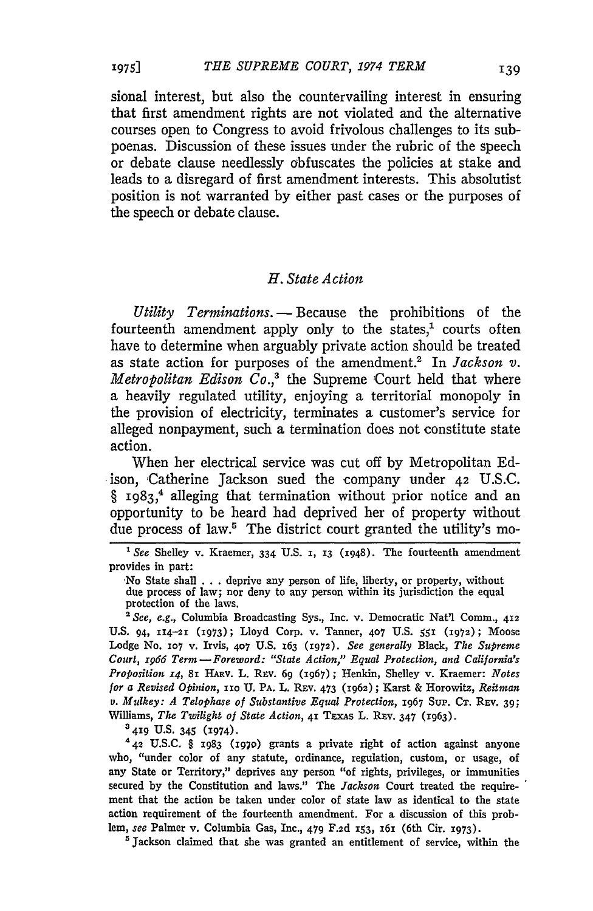sional interest, but also the countervailing interest in ensuring that first amendment rights are not violated and the alternative courses open to Congress to avoid frivolous challenges to its subpoenas. Discussion of these issues under the rubric of the speech or debate clause needlessly obfuscates the policies at stake and leads to a disregard of first amendment interests. This absolutist position is not warranted by either past cases or the purposes of the speech or debate clause.

### *H. State Action*

*Utility Terminations.* — Because the prohibitions of the fourteenth amendment apply only to the states,[1] courts often have to determine when arguably private action should be treated as state action for purposes of the amendment.[2] In *Jackson v. Metropolitan Edison Co.*,[3] the Supreme Court held that where a heavily regulated utility, enjoying a territorial monopoly in the provision of electricity, terminates a customer's service for alleged nonpayment, such a termination does not constitute state action.

When her electrical service was cut off by Metropolitan Edison, Catherine Jackson sued the company under 42 U.S.C. § 1983,[4] alleging that termination without prior notice and an opportunity to be heard had deprived her of property without due process of law.[5] The district court granted the utility's mo-

---

[1] *See* Shelley v. Kraemer, 334 U.S. 1, 13 (1948). The fourteenth amendment provides in part:

> No State shall . . . deprive any person of life, liberty, or property, without due process of law; nor deny to any person within its jurisdiction the equal protection of the laws.

[2] *See, e.g.*, Columbia Broadcasting Sys., Inc. v. Democratic Nat'l Comm., 412 U.S. 94, 114–21 (1973); Lloyd Corp. v. Tanner, 407 U.S. 551 (1972); Moose Lodge No. 107 v. Irvis, 407 U.S. 163 (1972). *See generally* Black, *The Supreme Court, 1966 Term — Foreword: "State Action," Equal Protection, and California's Proposition 14*, 81 HARV. L. REV. 69 (1967); Henkin, Shelley v. Kraemer: *Notes for a Revised Opinion*, 110 U. PA. L. REV. 473 (1962); Karst & Horowitz, *Reitman v. Mulkey: A Telophase of Substantive Equal Protection*, 1967 SUP. CT. REV. 39; Williams, *The Twilight of State Action*, 41 TEXAS L. REV. 347 (1963).

[3] 419 U.S. 345 (1974).

[4] 42 U.S.C. § 1983 (1970) grants a private right of action against anyone who, "under color of any statute, ordinance, regulation, custom, or usage, of any State or Territory," deprives any person "of rights, privileges, or immunities secured by the Constitution and laws." The *Jackson* Court treated the requirement that the action be taken under color of state law as identical to the state action requirement of the fourteenth amendment. For a discussion of this problem, *see* Palmer v. Columbia Gas, Inc., 479 F.2d 153, 161 (6th Cir. 1973).

[5] Jackson claimed that she was granted an entitlement of service, within the